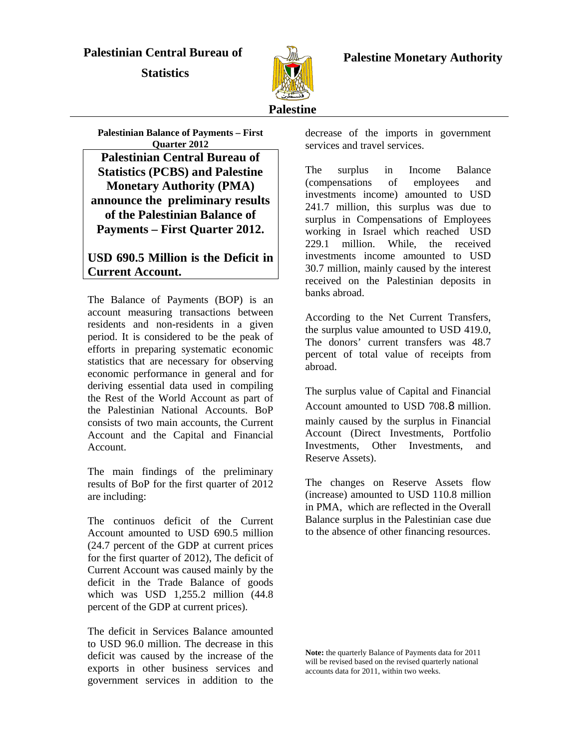**Palestinian Central Bureau of Statistics**

**Palestine Monetary Authority**

**Palestine**

**Palestinian Balance of Payments – First Quarter 2012**

## Palestinian Central Bureau of Statistics (PCBS) and Palestine Monetary Authority (PMA) announce the preliminary results of the Palestinian Balance of Payments – First Quarter 2012.

## USD 690.5 Million is the Deficit in Current Account.

The Balance of Payments (BOP) is an account measuring transactions between residents and non-residents in a given period. It is considered to be the peak of efforts in preparing systematic economic statistics that are necessary for observing economic performance in general and for deriving essential data used in compiling the Rest of the World Account as part of the Palestinian National Accounts. BoP consists of two main accounts, the Current Account and the Capital and Financial Account.

The main findings of the preliminary results of BoP for the first quarter of 2012 are including:

The continuos deficit of the Current Account amounted to USD 690.5 million (24.7 percent of the GDP at current prices for the first quarter of 2012), The deficit of Current Account was caused mainly by the deficit in the Trade Balance of goods which was USD 1,255.2 million (44.8 percent of the GDP at current prices).

The deficit in Services Balance amounted to USD 96.0 million. The decrease in this deficit was caused by the increase of the exports in other business services and government services in addition to the decrease of the imports in government services and travel services.

The surplus in Income Balance (compensations of employees and investments income) amounted to USD 241.7 million, this surplus was due to surplus in Compensations of Employees working in Israel which reached USD 229.1 million. While, the received investments income amounted to USD 30.7 million, mainly caused by the interest received on the Palestinian deposits in banks abroad.

According to the Net Current Transfers, the surplus value amounted to USD 419.0, The donors' current transfers was 48.7 percent of total value of receipts from abroad.

The surplus value of Capital and Financial Account amounted to USD 708.8 million. mainly caused by the surplus in Financial Account (Direct Investments, Portfolio Investments, Other Investments, and Reserve Assets).

The changes on Reserve Assets flow (increase) amounted to USD 110.8 million in PMA, which are reflected in the Overall Balance surplus in the Palestinian case due to the absence of other financing resources.

**Note:** the quarterly Balance of Payments data for 2011 will be revised based on the revised quarterly national accounts data for 2011, within two weeks.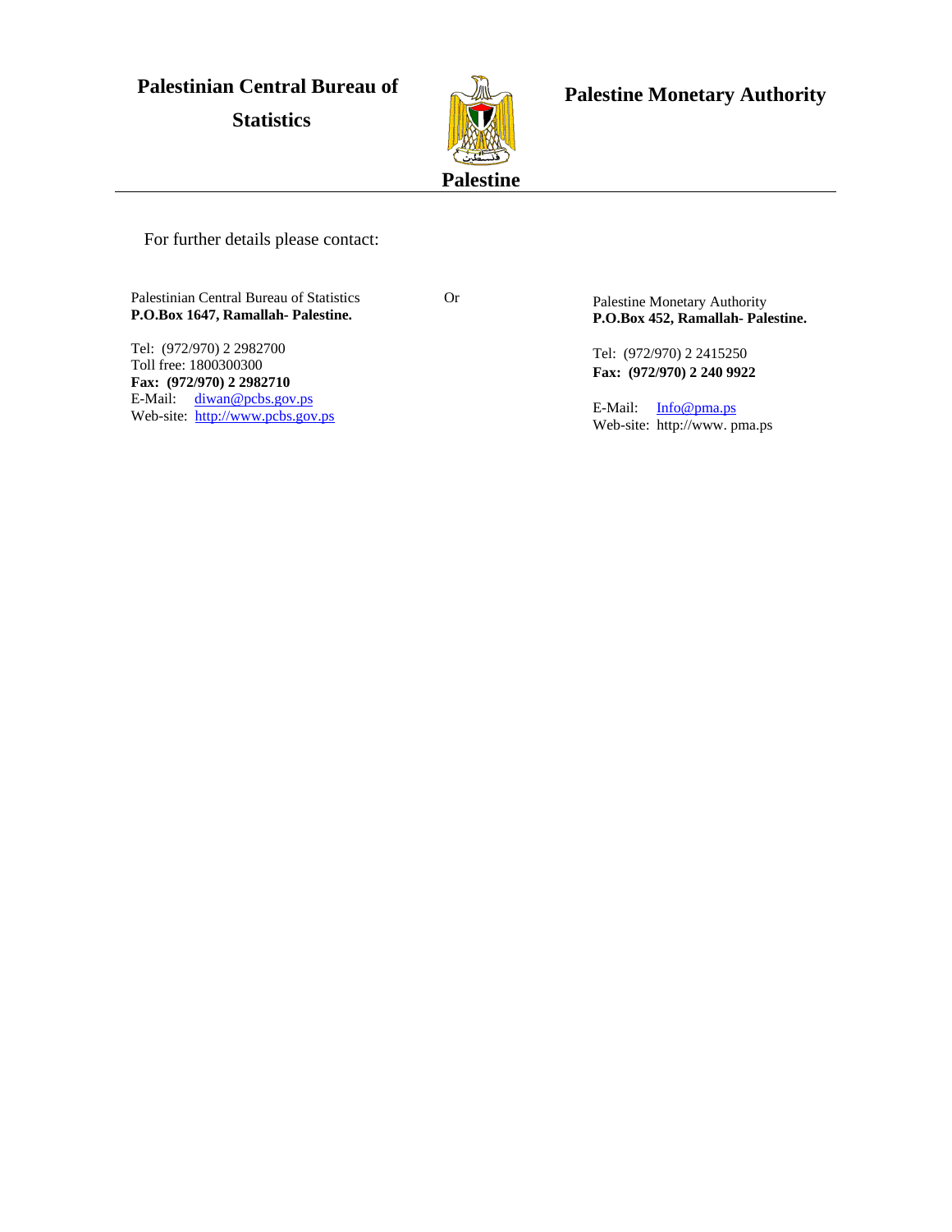**Palestinian Central Bureau of Statistics**

**Palestine Monetary Authority**

**Palestine**

For further details please contact:

Palestinian Central Bureau of Statistics
**P.O.Box 1647, Ramallah- Palestine.**

Tel: (972/970) 2 2982700
Toll free: 1800300300
**Fax: (972/970) 2 2982710**
E-Mail: diwan@pcbs.gov.ps
Web-site: http://www.pcbs.gov.ps

Or

Palestine Monetary Authority
**P.O.Box 452, Ramallah- Palestine.**

Tel: (972/970) 2 2415250
**Fax: (972/970) 2 240 9922**

E-Mail: Info@pma.ps
Web-site: http://www. pma.ps